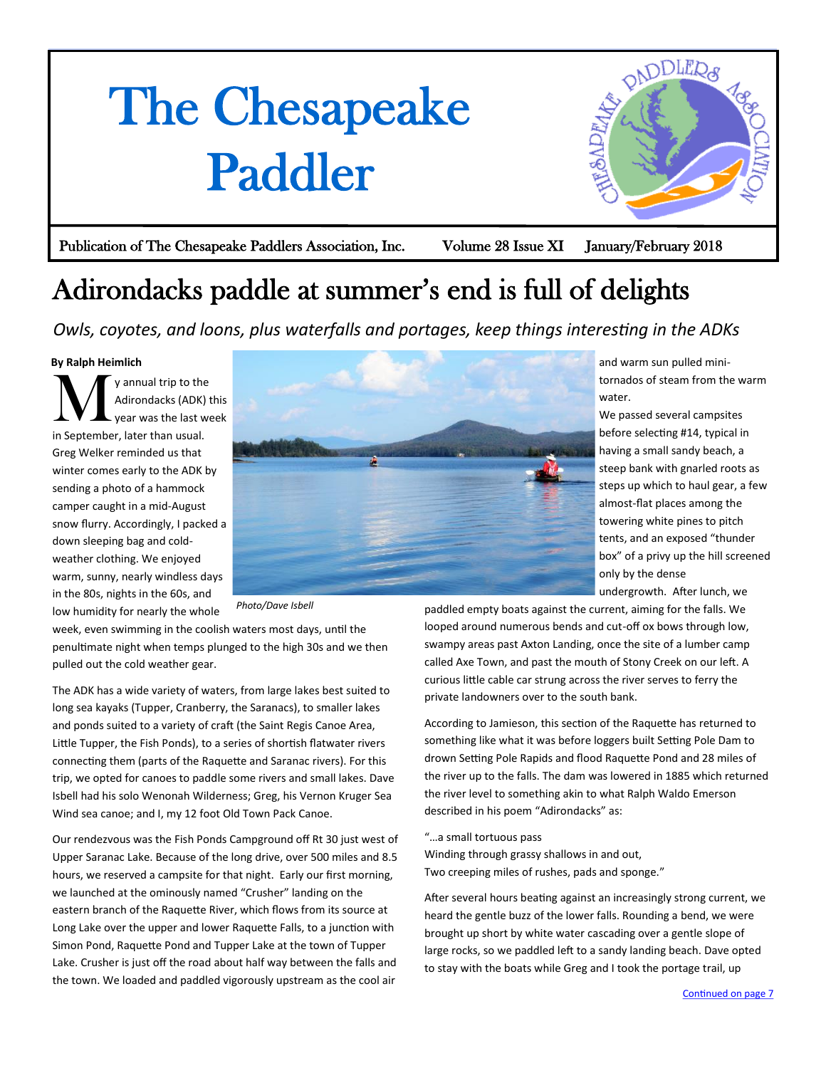# The Chesapeake Paddler

Publication of The Chesapeake Paddlers Association, Inc. Volume 28 Issue XI January/February 2018

## Adirondacks paddle at summer's end is full of delights

*Owls, coyotes, and loons, plus waterfalls and portages, keep things interesting in the ADKs*

**By Ralph Heimlich**

My annual trip to the Adirondacks (ADK) this year was the last week in September, later than usual. Greg Welker reminded us that winter comes early to the ADK by sending a photo of a hammock camper caught in a mid-August snow flurry. Accordingly, I packed a down sleeping bag and cold-weather clothing. We enjoyed warm, sunny, nearly windless days in the 80s, nights in the 60s, and low humidity for nearly the whole week, even swimming in the coolish waters most days, until the penultimate night when temps plunged to the high 30s and we then pulled out the cold weather gear.

*Photo/Dave Isbell*

The ADK has a wide variety of waters, from large lakes best suited to long sea kayaks (Tupper, Cranberry, the Saranacs), to smaller lakes and ponds suited to a variety of craft (the Saint Regis Canoe Area, Little Tupper, the Fish Ponds), to a series of shortish flatwater rivers connecting them (parts of the Raquette and Saranac rivers). For this trip, we opted for canoes to paddle some rivers and small lakes. Dave Isbell had his solo Wenonah Wilderness; Greg, his Vernon Kruger Sea Wind sea canoe; and I, my 12 foot Old Town Pack Canoe.

Our rendezvous was the Fish Ponds Campground off Rt 30 just west of Upper Saranac Lake. Because of the long drive, over 500 miles and 8.5 hours, we reserved a campsite for that night. Early our first morning, we launched at the ominously named "Crusher" landing on the eastern branch of the Raquette River, which flows from its source at Long Lake over the upper and lower Raquette Falls, to a junction with Simon Pond, Raquette Pond and Tupper Lake at the town of Tupper Lake. Crusher is just off the road about half way between the falls and the town. We loaded and paddled vigorously upstream as the cool air and warm sun pulled mini-tornados of steam from the warm water.

We passed several campsites before selecting #14, typical in having a small sandy beach, a steep bank with gnarled roots as steps up which to haul gear, a few almost-flat places among the towering white pines to pitch tents, and an exposed "thunder box" of a privy up the hill screened only by the dense undergrowth. After lunch, we paddled empty boats against the current, aiming for the falls. We looped around numerous bends and cut-off ox bows through low, swampy areas past Axton Landing, once the site of a lumber camp called Axe Town, and past the mouth of Stony Creek on our left. A curious little cable car strung across the river serves to ferry the private landowners over to the south bank.

According to Jamieson, this section of the Raquette has returned to something like what it was before loggers built Setting Pole Dam to drown Setting Pole Rapids and flood Raquette Pond and 28 miles of the river up to the falls. The dam was lowered in 1885 which returned the river level to something akin to what Ralph Waldo Emerson described in his poem "Adirondacks" as:

"…a small tortuous pass
Winding through grassy shallows in and out,
Two creeping miles of rushes, pads and sponge."

After several hours beating against an increasingly strong current, we heard the gentle buzz of the lower falls. Rounding a bend, we were brought up short by white water cascading over a gentle slope of large rocks, so we paddled left to a sandy landing beach. Dave opted to stay with the boats while Greg and I took the portage trail, up

Continued on page 7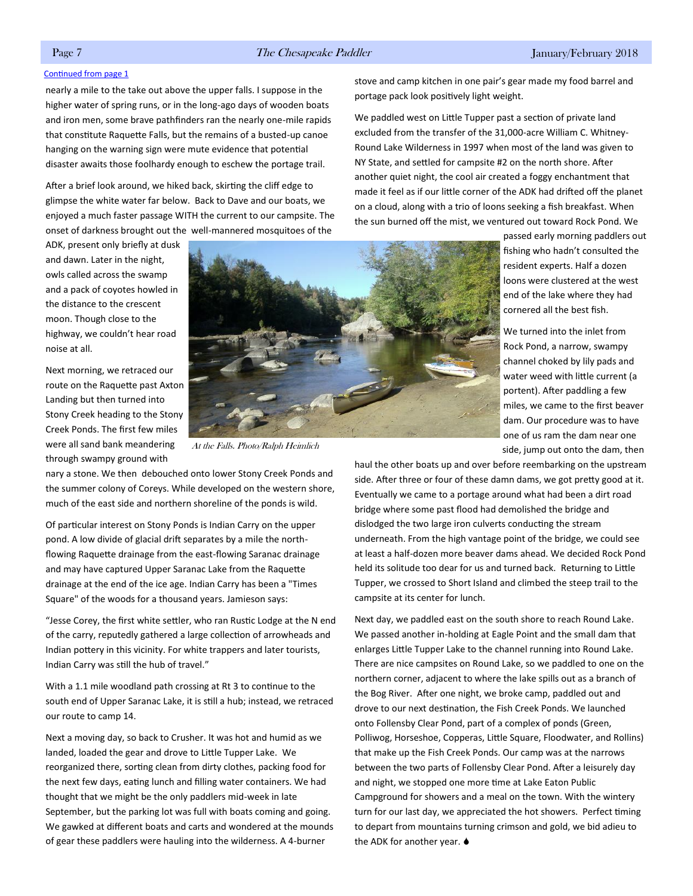[Continued from page 1](#)

nearly a mile to the take out above the upper falls. I suppose in the higher water of spring runs, or in the long-ago days of wooden boats and iron men, some brave pathfinders ran the nearly one-mile rapids that constitute Raquette Falls, but the remains of a busted-up canoe hanging on the warning sign were mute evidence that potential disaster awaits those foolhardy enough to eschew the portage trail.

After a brief look around, we hiked back, skirting the cliff edge to glimpse the white water far below. Back to Dave and our boats, we enjoyed a much faster passage WITH the current to our campsite. The onset of darkness brought out the well-mannered mosquitoes of the ADK, present only briefly at dusk and dawn. Later in the night, owls called across the swamp and a pack of coyotes howled in the distance to the crescent moon. Though close to the highway, we couldn't hear road noise at all.

*At the Falls. Photo/Ralph Heimlich*

Next morning, we retraced our route on the Raquette past Axton Landing but then turned into Stony Creek heading to the Stony Creek Ponds. The first few miles were all sand bank meandering through swampy ground with nary a stone. We then debouched onto lower Stony Creek Ponds and the summer colony of Coreys. While developed on the western shore, much of the east side and northern shoreline of the ponds is wild.

Of particular interest on Stony Ponds is Indian Carry on the upper pond. A low divide of glacial drift separates by a mile the north-flowing Raquette drainage from the east-flowing Saranac drainage and may have captured Upper Saranac Lake from the Raquette drainage at the end of the ice age. Indian Carry has been a "Times Square" of the woods for a thousand years. Jamieson says:

"Jesse Corey, the first white settler, who ran Rustic Lodge at the N end of the carry, reputedly gathered a large collection of arrowheads and Indian pottery in this vicinity. For white trappers and later tourists, Indian Carry was still the hub of travel."

With a 1.1 mile woodland path crossing at Rt 3 to continue to the south end of Upper Saranac Lake, it is still a hub; instead, we retraced our route to camp 14.

Next a moving day, so back to Crusher. It was hot and humid as we landed, loaded the gear and drove to Little Tupper Lake. We reorganized there, sorting clean from dirty clothes, packing food for the next few days, eating lunch and filling water containers. We had thought that we might be the only paddlers mid-week in late September, but the parking lot was full with boats coming and going. We gawked at different boats and carts and wondered at the mounds of gear these paddlers were hauling into the wilderness. A 4-burner stove and camp kitchen in one pair's gear made my food barrel and portage pack look positively light weight.

We paddled west on Little Tupper past a section of private land excluded from the transfer of the 31,000-acre William C. Whitney-Round Lake Wilderness in 1997 when most of the land was given to NY State, and settled for campsite #2 on the north shore. After another quiet night, the cool air created a foggy enchantment that made it feel as if our little corner of the ADK had drifted off the planet on a cloud, along with a trio of loons seeking a fish breakfast. When the sun burned off the mist, we ventured out toward Rock Pond. We passed early morning paddlers out fishing who hadn't consulted the resident experts. Half a dozen loons were clustered at the west end of the lake where they had cornered all the best fish.

We turned into the inlet from Rock Pond, a narrow, swampy channel choked by lily pads and water weed with little current (a portent). After paddling a few miles, we came to the first beaver dam. Our procedure was to have one of us ram the dam near one side, jump out onto the dam, then haul the other boats up and over before reembarking on the upstream side. After three or four of these damn dams, we got pretty good at it. Eventually we came to a portage around what had been a dirt road bridge where some past flood had demolished the bridge and dislodged the two large iron culverts conducting the stream underneath. From the high vantage point of the bridge, we could see at least a half-dozen more beaver dams ahead. We decided Rock Pond held its solitude too dear for us and turned back. Returning to Little Tupper, we crossed to Short Island and climbed the steep trail to the campsite at its center for lunch.

Next day, we paddled east on the south shore to reach Round Lake. We passed another in-holding at Eagle Point and the small dam that enlarges Little Tupper Lake to the channel running into Round Lake. There are nice campsites on Round Lake, so we paddled to one on the northern corner, adjacent to where the lake spills out as a branch of the Bog River. After one night, we broke camp, paddled out and drove to our next destination, the Fish Creek Ponds. We launched onto Follensby Clear Pond, part of a complex of ponds (Green, Polliwog, Horseshoe, Copperas, Little Square, Floodwater, and Rollins) that make up the Fish Creek Ponds. Our camp was at the narrows between the two parts of Follensby Clear Pond. After a leisurely day and night, we stopped one more time at Lake Eaton Public Campground for showers and a meal on the town. With the wintery turn for our last day, we appreciated the hot showers. Perfect timing to depart from mountains turning crimson and gold, we bid adieu to the ADK for another year. ♦